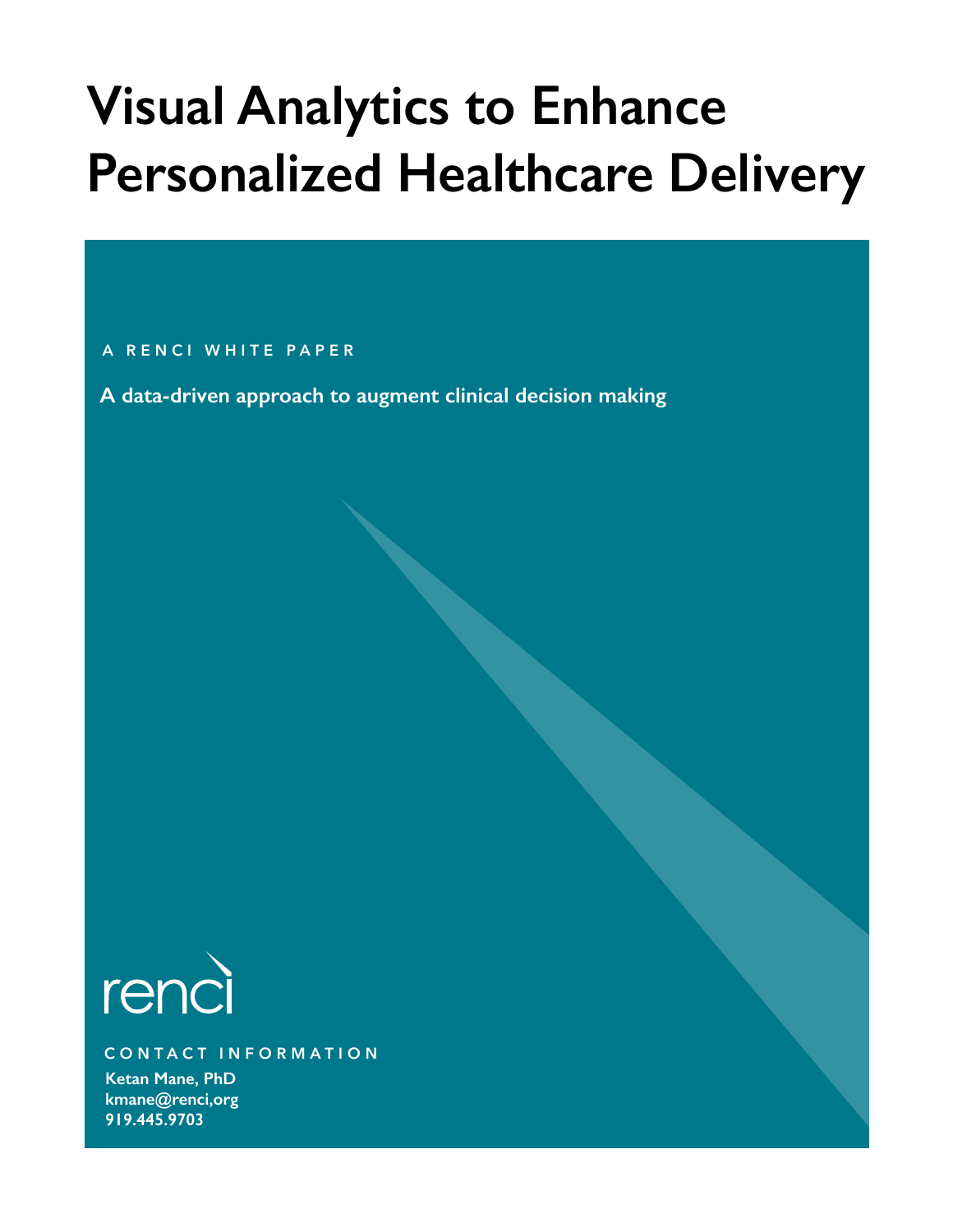# Visual Analytics to Enhance Personalized Healthcare Delivery

A RENCI WHITE PAPER

**A data-driven approach to augment clinical decision making**

renci

CONTACT INFORMATION

**Ketan Mane, PhD**
**kmane@renci,org**
**919.445.9703**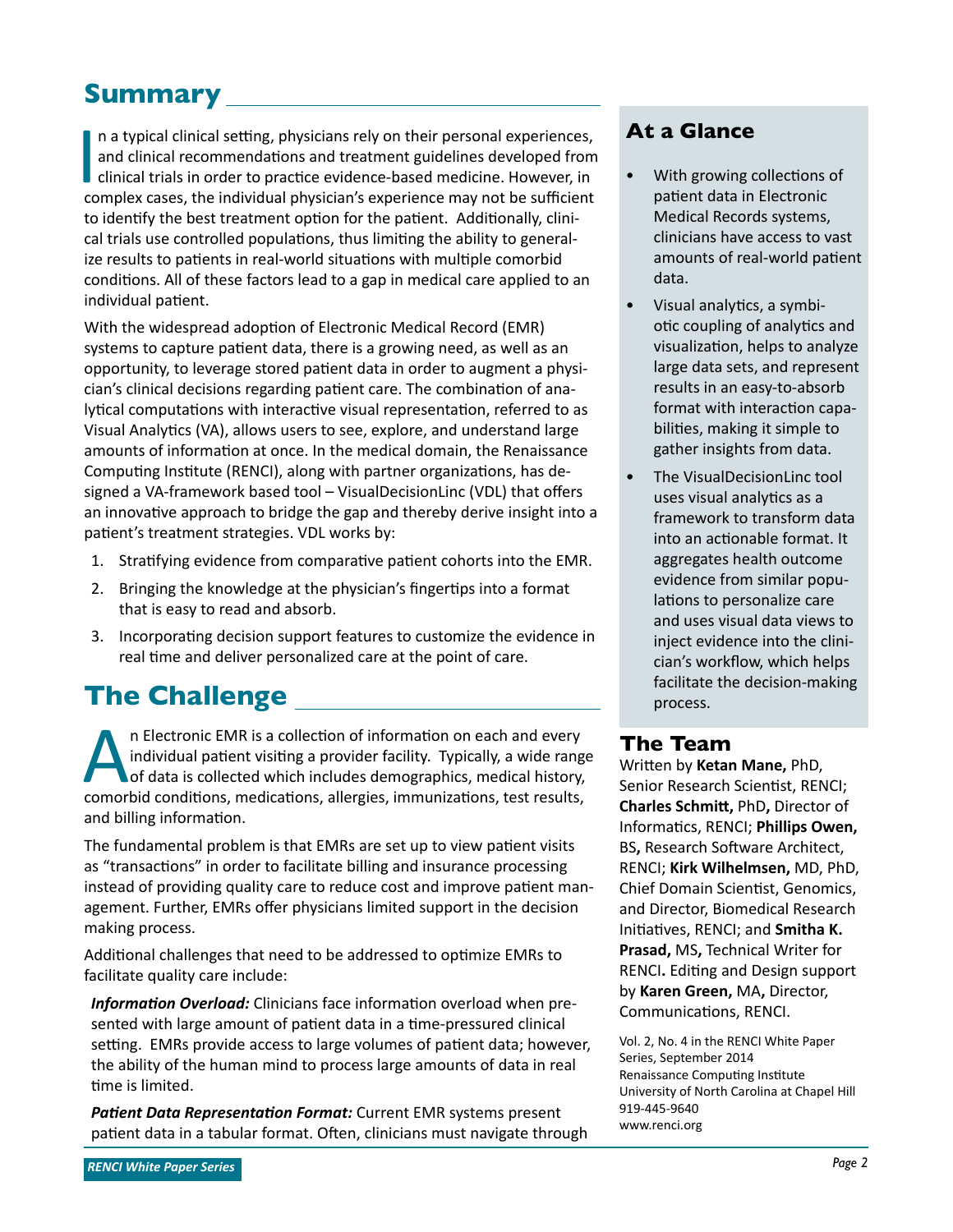## Summary

In a typical clinical setting, physicians rely on their personal experiences, and clinical recommendations and treatment guidelines developed from clinical trials in order to practice evidence-based medicine. However, in complex cases, the individual physician's experience may not be sufficient to identify the best treatment option for the patient. Additionally, clinical trials use controlled populations, thus limiting the ability to generalize results to patients in real-world situations with multiple comorbid conditions. All of these factors lead to a gap in medical care applied to an individual patient.

With the widespread adoption of Electronic Medical Record (EMR) systems to capture patient data, there is a growing need, as well as an opportunity, to leverage stored patient data in order to augment a physician's clinical decisions regarding patient care. The combination of analytical computations with interactive visual representation, referred to as Visual Analytics (VA), allows users to see, explore, and understand large amounts of information at once. In the medical domain, the Renaissance Computing Institute (RENCI), along with partner organizations, has designed a VA-framework based tool – VisualDecisionLinc (VDL) that offers an innovative approach to bridge the gap and thereby derive insight into a patient's treatment strategies. VDL works by:

1. Stratifying evidence from comparative patient cohorts into the EMR.
2. Bringing the knowledge at the physician's fingertips into a format that is easy to read and absorb.
3. Incorporating decision support features to customize the evidence in real time and deliver personalized care at the point of care.

## The Challenge

An Electronic EMR is a collection of information on each and every individual patient visiting a provider facility. Typically, a wide range of data is collected which includes demographics, medical history, comorbid conditions, medications, allergies, immunizations, test results, and billing information.

The fundamental problem is that EMRs are set up to view patient visits as "transactions" in order to facilitate billing and insurance processing instead of providing quality care to reduce cost and improve patient management. Further, EMRs offer physicians limited support in the decision making process.

Additional challenges that need to be addressed to optimize EMRs to facilitate quality care include:

***Information Overload:*** Clinicians face information overload when presented with large amount of patient data in a time-pressured clinical setting. EMRs provide access to large volumes of patient data; however, the ability of the human mind to process large amounts of data in real time is limited.

***Patient Data Representation Format:*** Current EMR systems present patient data in a tabular format. Often, clinicians must navigate through

### At a Glance

- With growing collections of patient data in Electronic Medical Records systems, clinicians have access to vast amounts of real-world patient data.
- Visual analytics, a symbiotic coupling of analytics and visualization, helps to analyze large data sets, and represent results in an easy-to-absorb format with interaction capabilities, making it simple to gather insights from data.
- The VisualDecisionLinc tool uses visual analytics as a framework to transform data into an actionable format. It aggregates health outcome evidence from similar populations to personalize care and uses visual data views to inject evidence into the clinician's workflow, which helps facilitate the decision-making process.

### The Team

Written by **Ketan Mane,** PhD, Senior Research Scientist, RENCI; **Charles Schmitt,** PhD**,** Director of Informatics, RENCI; **Phillips Owen,** BS**,** Research Software Architect, RENCI; **Kirk Wilhelmsen,** MD, PhD, Chief Domain Scientist, Genomics, and Director, Biomedical Research Initiatives, RENCI; and **Smitha K. Prasad,** MS**,** Technical Writer for RENCI**.** Editing and Design support by **Karen Green,** MA**,** Director, Communications, RENCI.

Vol. 2, No. 4 in the RENCI White Paper Series, September 2014
Renaissance Computing Institute
University of North Carolina at Chapel Hill
919-445-9640
www.renci.org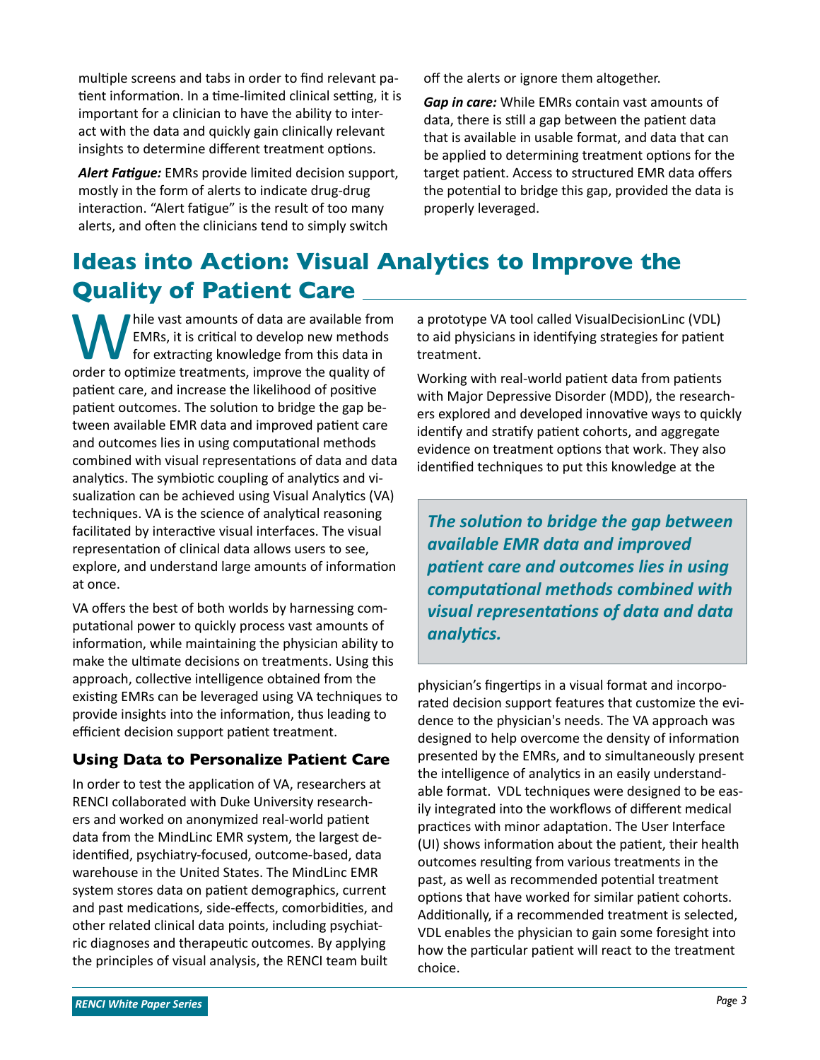multiple screens and tabs in order to find relevant patient information. In a time-limited clinical setting, it is important for a clinician to have the ability to interact with the data and quickly gain clinically relevant insights to determine different treatment options.

***Alert Fatigue:*** EMRs provide limited decision support, mostly in the form of alerts to indicate drug-drug interaction. "Alert fatigue" is the result of too many alerts, and often the clinicians tend to simply switch off the alerts or ignore them altogether.

***Gap in care:*** While EMRs contain vast amounts of data, there is still a gap between the patient data that is available in usable format, and data that can be applied to determining treatment options for the target patient. Access to structured EMR data offers the potential to bridge this gap, provided the data is properly leveraged.

## Ideas into Action: Visual Analytics to Improve the Quality of Patient Care

While vast amounts of data are available from EMRs, it is critical to develop new methods for extracting knowledge from this data in order to optimize treatments, improve the quality of patient care, and increase the likelihood of positive patient outcomes. The solution to bridge the gap between available EMR data and improved patient care and outcomes lies in using computational methods combined with visual representations of data and data analytics. The symbiotic coupling of analytics and visualization can be achieved using Visual Analytics (VA) techniques. VA is the science of analytical reasoning facilitated by interactive visual interfaces. The visual representation of clinical data allows users to see, explore, and understand large amounts of information at once.

VA offers the best of both worlds by harnessing computational power to quickly process vast amounts of information, while maintaining the physician ability to make the ultimate decisions on treatments. Using this approach, collective intelligence obtained from the existing EMRs can be leveraged using VA techniques to provide insights into the information, thus leading to efficient decision support patient treatment.

### Using Data to Personalize Patient Care

In order to test the application of VA, researchers at RENCI collaborated with Duke University researchers and worked on anonymized real-world patient data from the MindLinc EMR system, the largest de-identified, psychiatry-focused, outcome-based, data warehouse in the United States. The MindLinc EMR system stores data on patient demographics, current and past medications, side-effects, comorbidities, and other related clinical data points, including psychiatric diagnoses and therapeutic outcomes. By applying the principles of visual analysis, the RENCI team built a prototype VA tool called VisualDecisionLinc (VDL) to aid physicians in identifying strategies for patient treatment.

Working with real-world patient data from patients with Major Depressive Disorder (MDD), the researchers explored and developed innovative ways to quickly identify and stratify patient cohorts, and aggregate evidence on treatment options that work. They also identified techniques to put this knowledge at the physician's fingertips in a visual format and incorporated decision support features that customize the evidence to the physician's needs. The VA approach was designed to help overcome the density of information presented by the EMRs, and to simultaneously present the intelligence of analytics in an easily understandable format. VDL techniques were designed to be easily integrated into the workflows of different medical practices with minor adaptation. The User Interface (UI) shows information about the patient, their health outcomes resulting from various treatments in the past, as well as recommended potential treatment options that have worked for similar patient cohorts. Additionally, if a recommended treatment is selected, VDL enables the physician to gain some foresight into how the particular patient will react to the treatment choice.

> ***The solution to bridge the gap between available EMR data and improved patient care and outcomes lies in using computational methods combined with visual representations of data and data analytics.***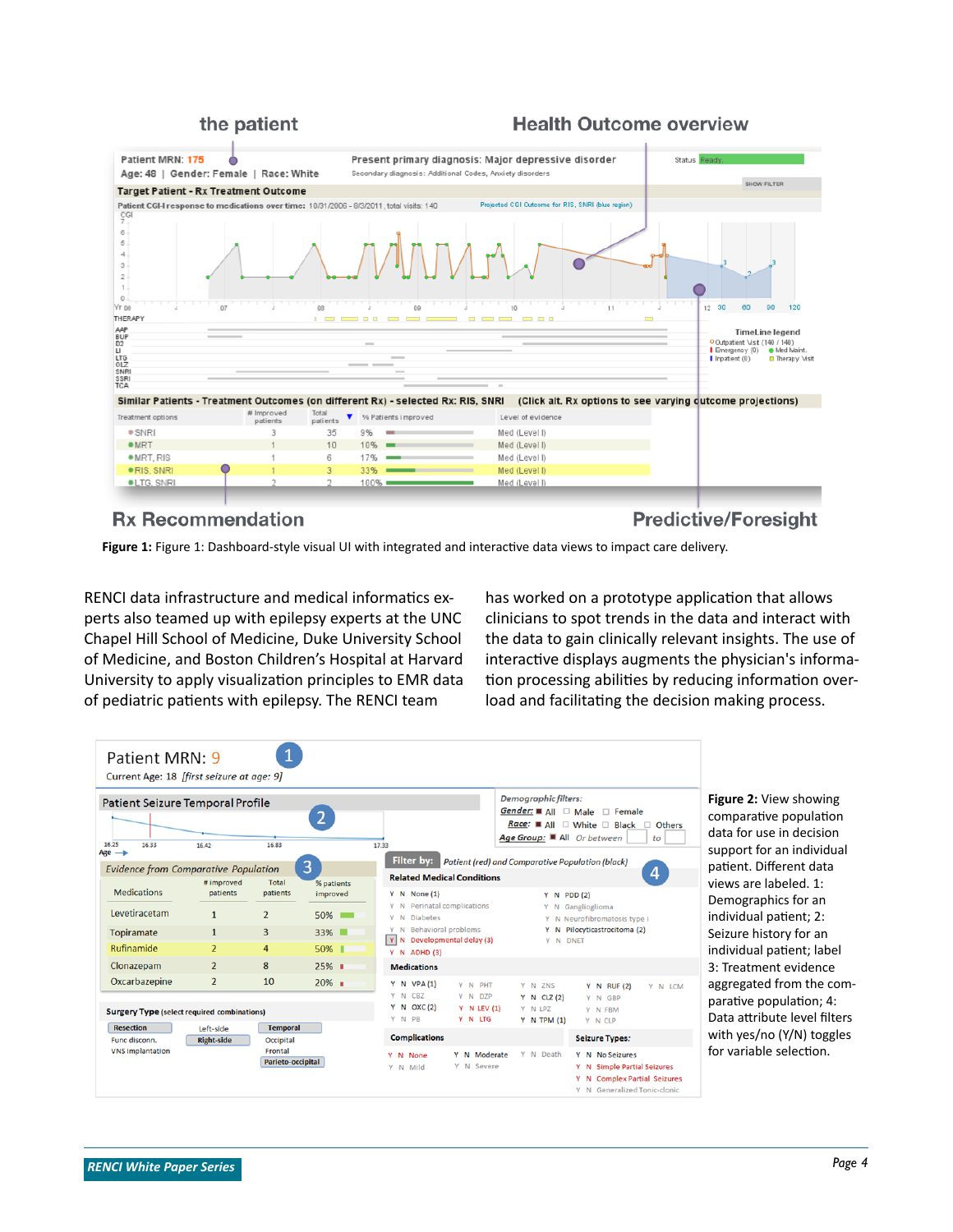**Figure 1:** Figure 1: Dashboard-style visual UI with integrated and interactive data views to impact care delivery.

RENCI data infrastructure and medical informatics experts also teamed up with epilepsy experts at the UNC Chapel Hill School of Medicine, Duke University School of Medicine, and Boston Children's Hospital at Harvard University to apply visualization principles to EMR data of pediatric patients with epilepsy. The RENCI team has worked on a prototype application that allows clinicians to spot trends in the data and interact with the data to gain clinically relevant insights. The use of interactive displays augments the physician's information processing abilities by reducing information overload and facilitating the decision making process.

**Figure 2:** View showing comparative population data for use in decision support for an individual patient. Different data views are labeled. 1: Demographics for an individual patient; 2: Seizure history for an individual patient; label 3: Treatment evidence aggregated from the comparative population; 4: Data attribute level filters with yes/no (Y/N) toggles for variable selection.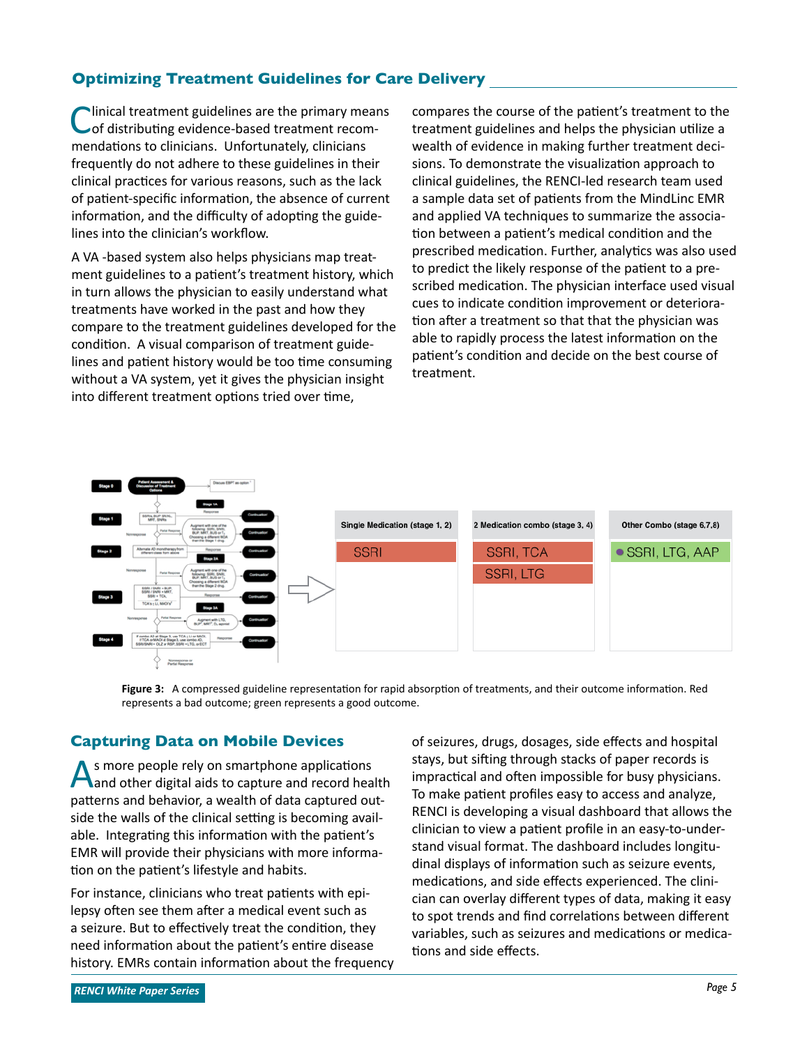## Optimizing Treatment Guidelines for Care Delivery

Clinical treatment guidelines are the primary means of distributing evidence-based treatment recommendations to clinicians. Unfortunately, clinicians frequently do not adhere to these guidelines in their clinical practices for various reasons, such as the lack of patient-specific information, the absence of current information, and the difficulty of adopting the guidelines into the clinician's workflow.

A VA -based system also helps physicians map treatment guidelines to a patient's treatment history, which in turn allows the physician to easily understand what treatments have worked in the past and how they compare to the treatment guidelines developed for the condition. A visual comparison of treatment guidelines and patient history would be too time consuming without a VA system, yet it gives the physician insight into different treatment options tried over time, compares the course of the patient's treatment to the treatment guidelines and helps the physician utilize a wealth of evidence in making further treatment decisions. To demonstrate the visualization approach to clinical guidelines, the RENCI-led research team used a sample data set of patients from the MindLinc EMR and applied VA techniques to summarize the association between a patient's medical condition and the prescribed medication. Further, analytics was also used to predict the likely response of the patient to a prescribed medication. The physician interface used visual cues to indicate condition improvement or deterioration after a treatment so that that the physician was able to rapidly process the latest information on the patient's condition and decide on the best course of treatment.

| Single Medication (stage 1, 2) | 2 Medication combo (stage 3, 4) | Other Combo (stage 6,7,8) |
| --- | --- | --- |
| SSRI | SSRI, TCA | SSRI, LTG, AAP |
| | SSRI, LTG | |

**Figure 3:** A compressed guideline representation for rapid absorption of treatments, and their outcome information. Red represents a bad outcome; green represents a good outcome.

## Capturing Data on Mobile Devices

As more people rely on smartphone applications and other digital aids to capture and record health patterns and behavior, a wealth of data captured outside the walls of the clinical setting is becoming available. Integrating this information with the patient's EMR will provide their physicians with more information on the patient's lifestyle and habits.

For instance, clinicians who treat patients with epilepsy often see them after a medical event such as a seizure. But to effectively treat the condition, they need information about the patient's entire disease history. EMRs contain information about the frequency of seizures, drugs, dosages, side effects and hospital stays, but sifting through stacks of paper records is impractical and often impossible for busy physicians. To make patient profiles easy to access and analyze, RENCI is developing a visual dashboard that allows the clinician to view a patient profile in an easy-to-understand visual format. The dashboard includes longitudinal displays of information such as seizure events, medications, and side effects experienced. The clinician can overlay different types of data, making it easy to spot trends and find correlations between different variables, such as seizures and medications or medications and side effects.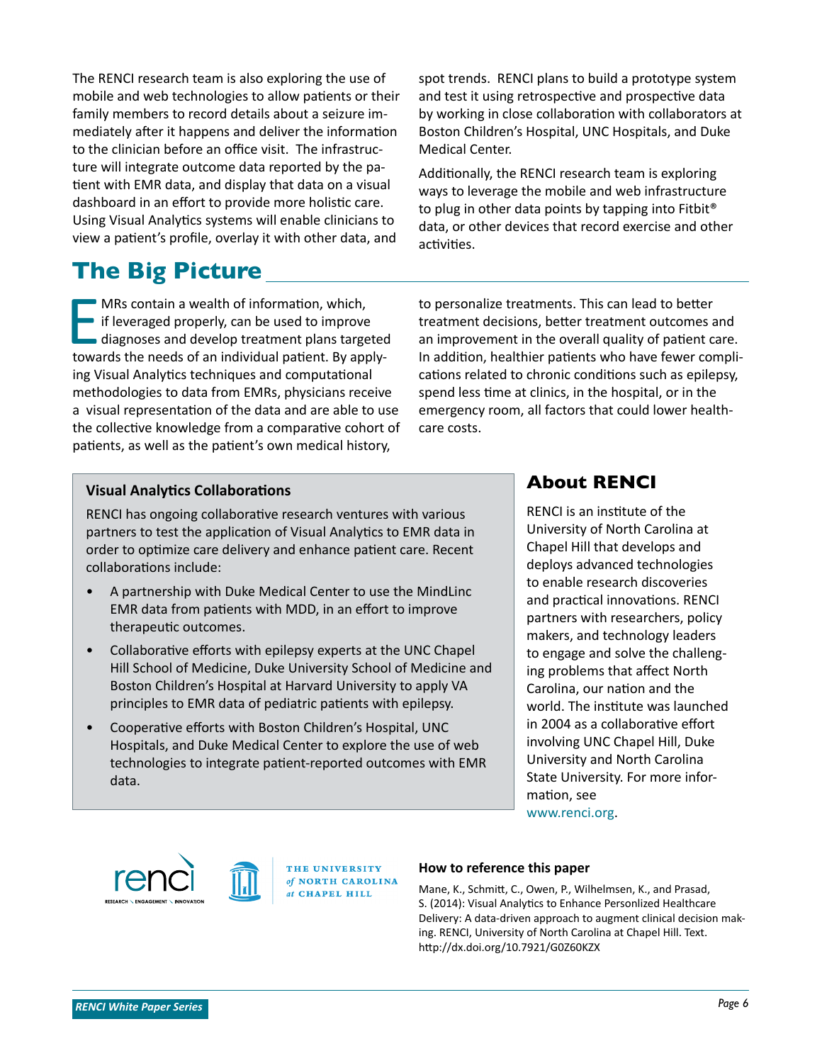The RENCI research team is also exploring the use of mobile and web technologies to allow patients or their family members to record details about a seizure immediately after it happens and deliver the information to the clinician before an office visit. The infrastructure will integrate outcome data reported by the patient with EMR data, and display that data on a visual dashboard in an effort to provide more holistic care. Using Visual Analytics systems will enable clinicians to view a patient's profile, overlay it with other data, and spot trends. RENCI plans to build a prototype system and test it using retrospective and prospective data by working in close collaboration with collaborators at Boston Children's Hospital, UNC Hospitals, and Duke Medical Center.

Additionally, the RENCI research team is exploring ways to leverage the mobile and web infrastructure to plug in other data points by tapping into Fitbit® data, or other devices that record exercise and other activities.

## The Big Picture

EMRs contain a wealth of information, which, if leveraged properly, can be used to improve diagnoses and develop treatment plans targeted towards the needs of an individual patient. By applying Visual Analytics techniques and computational methodologies to data from EMRs, physicians receive a visual representation of the data and are able to use the collective knowledge from a comparative cohort of patients, as well as the patient's own medical history, to personalize treatments. This can lead to better treatment decisions, better treatment outcomes and an improvement in the overall quality of patient care. In addition, healthier patients who have fewer complications related to chronic conditions such as epilepsy, spend less time at clinics, in the hospital, or in the emergency room, all factors that could lower healthcare costs.

**Visual Analytics Collaborations**

RENCI has ongoing collaborative research ventures with various partners to test the application of Visual Analytics to EMR data in order to optimize care delivery and enhance patient care. Recent collaborations include:

- A partnership with Duke Medical Center to use the MindLinc EMR data from patients with MDD, in an effort to improve therapeutic outcomes.
- Collaborative efforts with epilepsy experts at the UNC Chapel Hill School of Medicine, Duke University School of Medicine and Boston Children's Hospital at Harvard University to apply VA principles to EMR data of pediatric patients with epilepsy.
- Cooperative efforts with Boston Children's Hospital, UNC Hospitals, and Duke Medical Center to explore the use of web technologies to integrate patient-reported outcomes with EMR data.

## About RENCI

RENCI is an institute of the University of North Carolina at Chapel Hill that develops and deploys advanced technologies to enable research discoveries and practical innovations. RENCI partners with researchers, policy makers, and technology leaders to engage and solve the challenging problems that affect North Carolina, our nation and the world. The institute was launched in 2004 as a collaborative effort involving UNC Chapel Hill, Duke University and North Carolina State University. For more information, see www.renci.org.

renci
RESEARCH ENGAGEMENT INNOVATION

THE UNIVERSITY *of* NORTH CAROLINA *at* CHAPEL HILL

**How to reference this paper**

Mane, K., Schmitt, C., Owen, P., Wilhelmsen, K., and Prasad, S. (2014): Visual Analytics to Enhance Personlized Healthcare Delivery: A data-driven approach to augment clinical decision making. RENCI, University of North Carolina at Chapel Hill. Text. http://dx.doi.org/10.7921/G0Z60KZX